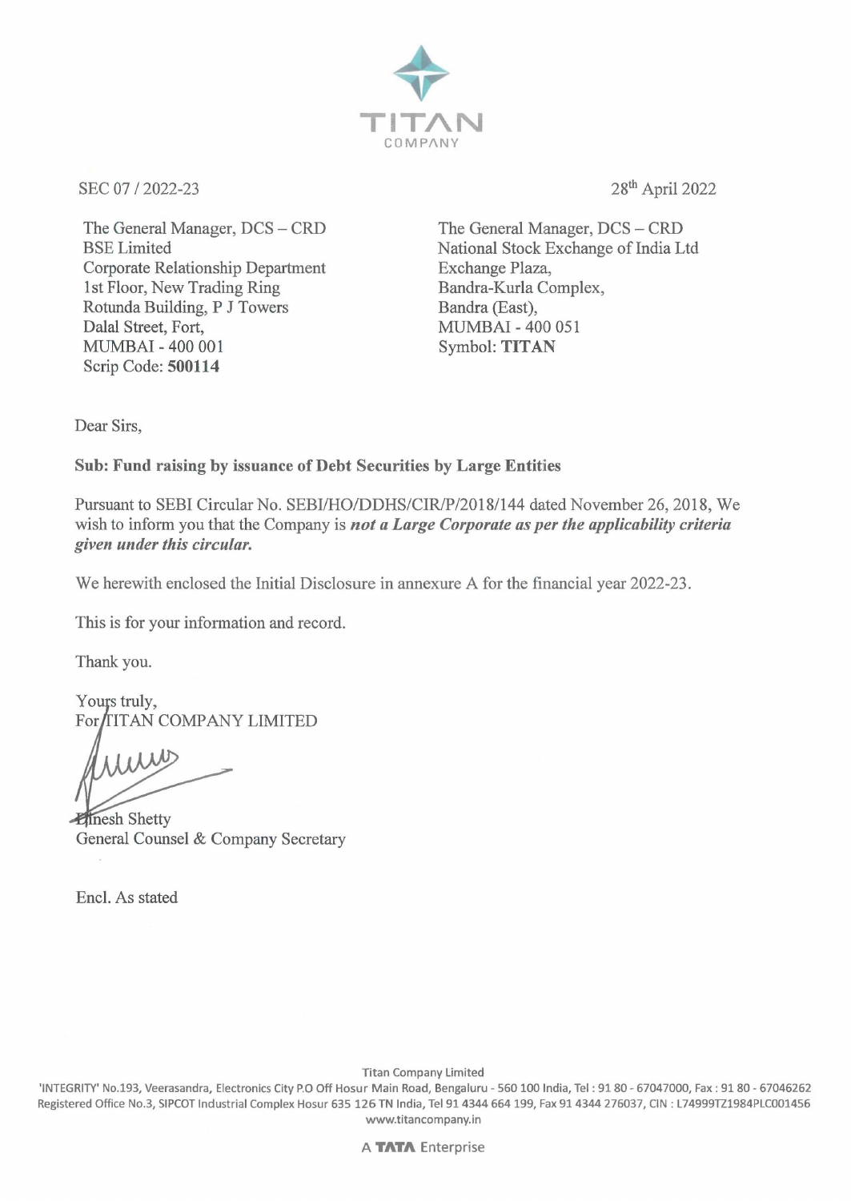TITAN COMPANY

SEC 07 / 2022-23

28th April 2022

The General Manager, DCS – CRD
BSE Limited
Corporate Relationship Department
1st Floor, New Trading Ring
Rotunda Building, P J Towers
Dalal Street, Fort,
MUMBAI - 400 001
Scrip Code: **500114**

The General Manager, DCS – CRD
National Stock Exchange of India Ltd
Exchange Plaza,
Bandra-Kurla Complex,
Bandra (East),
MUMBAI - 400 051
Symbol: **TITAN**

Dear Sirs,

**Sub: Fund raising by issuance of Debt Securities by Large Entities**

Pursuant to SEBI Circular No. SEBI/HO/DDHS/CIR/P/2018/144 dated November 26, 2018, We wish to inform you that the Company is ***not a Large Corporate as per the applicability criteria given under this circular.***

We herewith enclosed the Initial Disclosure in annexure A for the financial year 2022-23.

This is for your information and record.

Thank you.

Yours truly,
For TITAN COMPANY LIMITED

Dinesh Shetty
General Counsel & Company Secretary

Encl. As stated

Titan Company Limited
'INTEGRITY' No.193, Veerasandra, Electronics City P.O Off Hosur Main Road, Bengaluru - 560 100 India, Tel : 91 80 - 67047000, Fax : 91 80 - 67046262
Registered Office No.3, SIPCOT Industrial Complex Hosur 635 126 TN India, Tel 91 4344 664 199, Fax 91 4344 276037, CIN : L74999TZ1984PLC001456
www.titancompany.in

A TATA Enterprise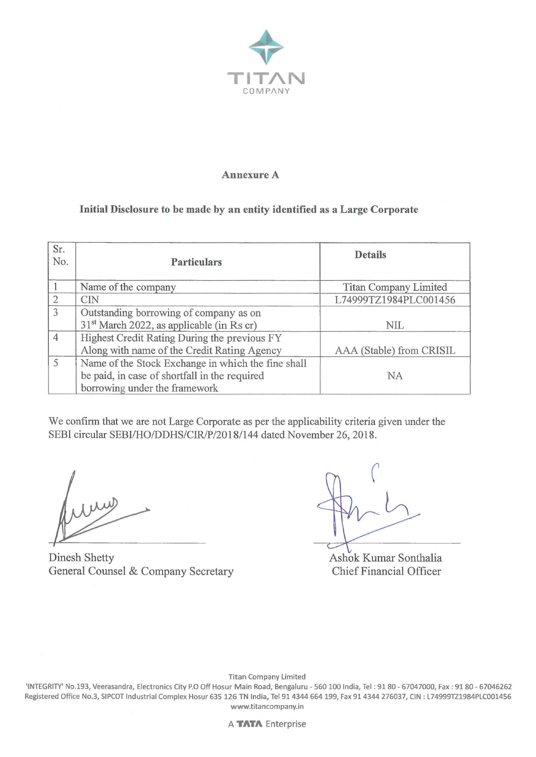TITAN COMPANY

## Annexure A

### Initial Disclosure to be made by an entity identified as a Large Corporate

| Sr. No. | Particulars | Details |
|---|---|---|
| 1 | Name of the company | Titan Company Limited |
| 2 | CIN | L74999TZ1984PLC001456 |
| 3 | Outstanding borrowing of company as on 31st March 2022, as applicable (in Rs cr) | NIL |
| 4 | Highest Credit Rating During the previous FY Along with name of the Credit Rating Agency | AAA (Stable) from CRISIL |
| 5 | Name of the Stock Exchange in which the fine shall be paid, in case of shortfall in the required borrowing under the framework | NA |

We confirm that we are not Large Corporate as per the applicability criteria given under the SEBI circular SEBI/HO/DDHS/CIR/P/2018/144 dated November 26, 2018.

Dinesh Shetty
General Counsel & Company Secretary

Ashok Kumar Sonthalia
Chief Financial Officer

Titan Company Limited
'INTEGRITY' No.193, Veerasandra, Electronics City P.O Off Hosur Main Road, Bengaluru - 560 100 India, Tel : 91 80 - 67047000, Fax : 91 80 - 67046262
Registered Office No.3, SIPCOT Industrial Complex Hosur 635 126 TN India, Tel 91 4344 664 199, Fax 91 4344 276037, CIN : L74999TZ1984PLC001456
www.titancompany.in

A TATA Enterprise